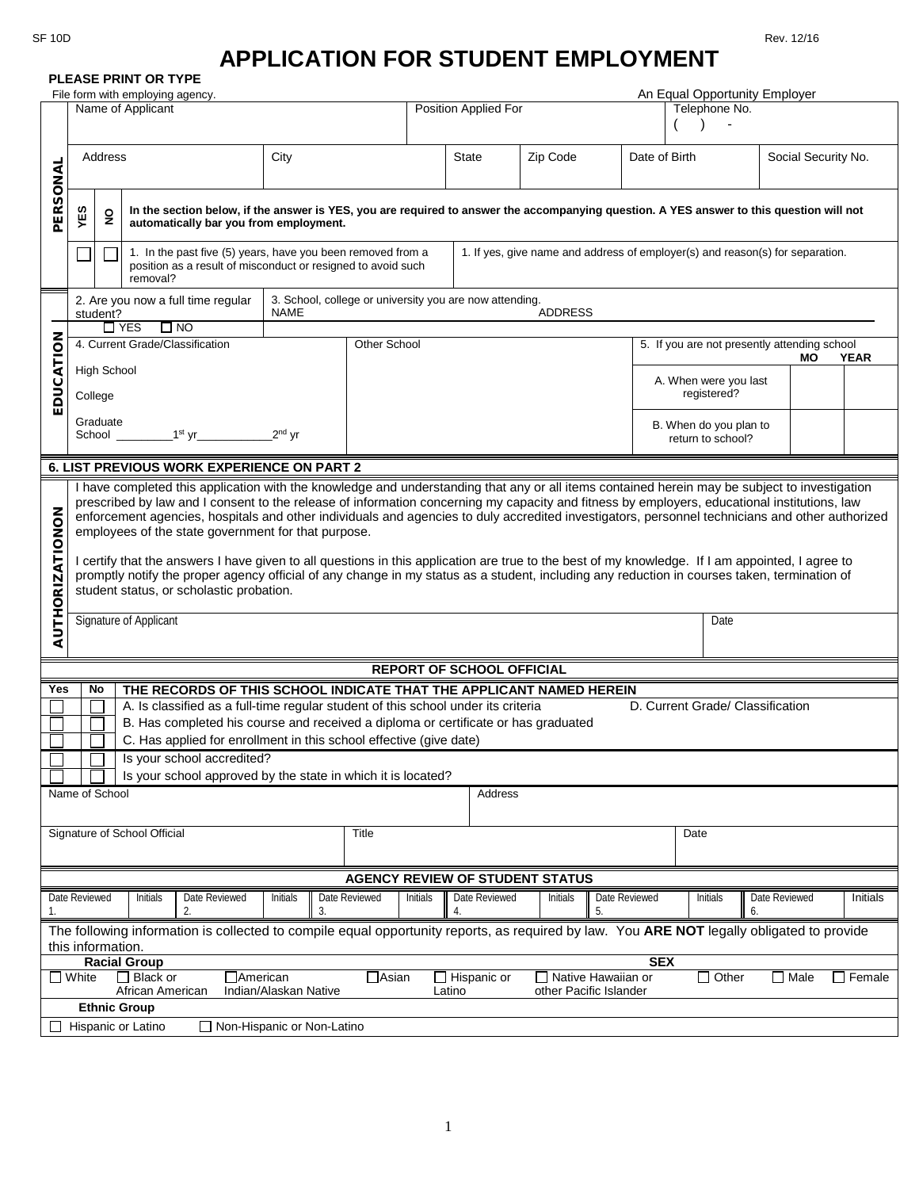SF 10D Rev. 12/16

# APPLICATION FOR STUDENT EMPLOYMENT

**PLEASE PRINT OR TYPE**

File form with employing agency. An Equal Opportunity Employer

## PERSONAL

| Name of Applicant | Position Applied For | Telephone No. ( ) - |
|---|---|---|

| Address | City | State | Zip Code | Date of Birth | Social Security No. |
|---|---|---|---|---|---|

| YES | NO | **In the section below, if the answer is YES, you are required to answer the accompanying question. A YES answer to this question will not automatically bar you from employment.** | |
|---|---|---|---|
| ☐ | ☐ | 1. In the past five (5) years, have you been removed from a position as a result of misconduct or resigned to avoid such removal? | 1. If yes, give name and address of employer(s) and reason(s) for separation. |

## EDUCATION

| 2. Are you now a full time regular student? ☐ YES ☐ NO | 3. School, college or university you are now attending. NAME ADDRESS | | |
|---|---|---|---|
| 4. Current Grade/Classification | Other School | 5. If you are not presently attending school | MO / YEAR |
| High School | | | |
| College | | A. When were you last registered? | |
| Graduate School ________1st yr___________2nd yr | | B. When do you plan to return to school? | |

**6. LIST PREVIOUS WORK EXPERIENCE ON PART 2**

## AUTHORIZATIONON

I have completed this application with the knowledge and understanding that any or all items contained herein may be subject to investigation prescribed by law and I consent to the release of information concerning my capacity and fitness by employers, educational institutions, law enforcement agencies, hospitals and other individuals and agencies to duly accredited investigators, personnel technicians and other authorized employees of the state government for that purpose.

I certify that the answers I have given to all questions in this application are true to the best of my knowledge. If I am appointed, I agree to promptly notify the proper agency official of any change in my status as a student, including any reduction in courses taken, termination of student status, or scholastic probation.

| Signature of Applicant | Date |
|---|---|

## REPORT OF SCHOOL OFFICIAL

| Yes | No | THE RECORDS OF THIS SCHOOL INDICATE THAT THE APPLICANT NAMED HEREIN | |
|---|---|---|---|
| ☐ | ☐ | A. Is classified as a full-time regular student of this school under its criteria | D. Current Grade/ Classification |
| ☐ | ☐ | B. Has completed his course and received a diploma or certificate or has graduated | |
| ☐ | ☐ | C. Has applied for enrollment in this school effective (give date) | |
| ☐ | ☐ | Is your school accredited? | |
| ☐ | ☐ | Is your school approved by the state in which it is located? | |

| Name of School | Address |
|---|---|

| Signature of School Official | Title | Date |
|---|---|---|

## AGENCY REVIEW OF STUDENT STATUS

| Date Reviewed 1. | Initials | Date Reviewed 2. | Initials | Date Reviewed 3. | Initials | Date Reviewed 4. | Initials | Date Reviewed 5. | Initials | Date Reviewed 6. | Initials |
|---|---|---|---|---|---|---|---|---|---|---|---|

The following information is collected to compile equal opportunity reports, as required by law. You **ARE NOT** legally obligated to provide this information.

**Racial Group**

☐ White ☐ Black or African American ☐ American Indian/Alaskan Native ☐ Asian ☐ Hispanic or Latino ☐ Native Hawaiian or other Pacific Islander ☐ Other

**SEX**

☐ Male ☐ Female

**Ethnic Group**

☐ Hispanic or Latino ☐ Non-Hispanic or Non-Latino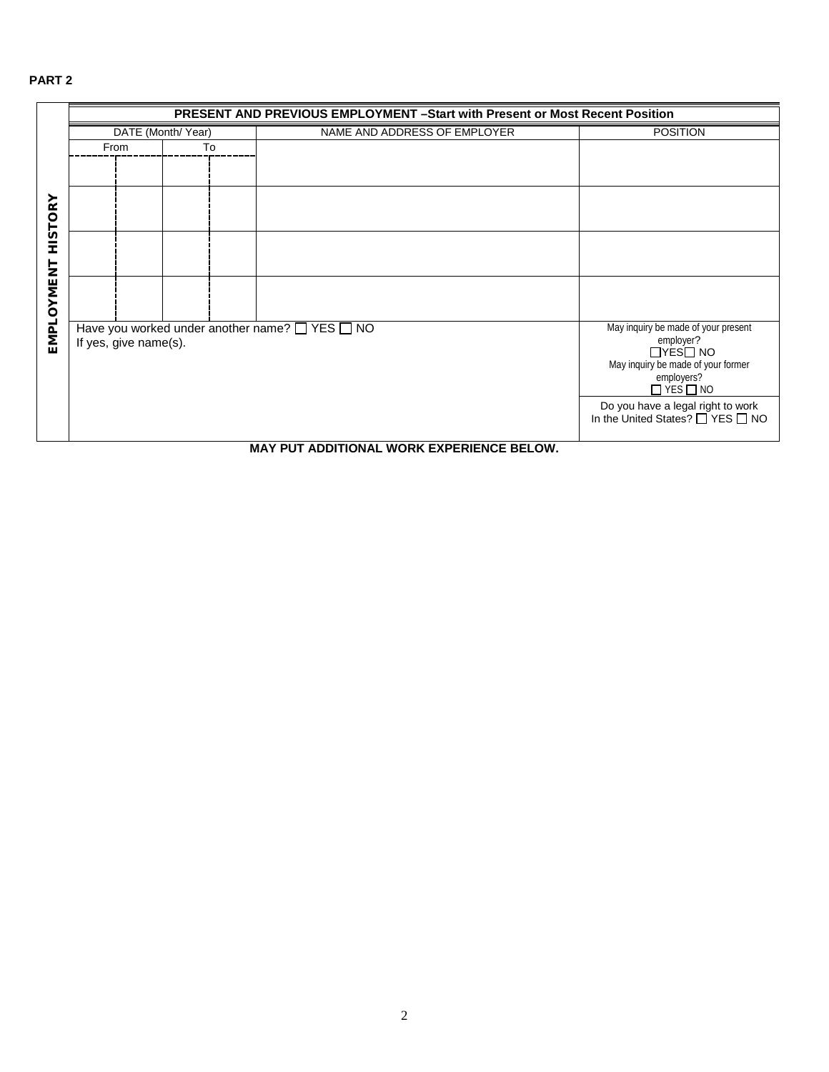**PART 2**

**EMPLOYMENT HISTORY**

| PRESENT AND PREVIOUS EMPLOYMENT –Start with Present or Most Recent Position | | | | | |
|---|---|---|---|---|---|
| DATE (Month/ Year) | | | | NAME AND ADDRESS OF EMPLOYER | POSITION |
| From | | To | | | |
| | | | | | |
| | | | | | |
| | | | | | |
| | | | | | |

Have you worked under another name? ☐ YES ☐ NO
If yes, give name(s).

May inquiry be made of your present employer?
☐ YES ☐ NO

May inquiry be made of your former employers?
☐ YES ☐ NO

Do you have a legal right to work In the United States? ☐ YES ☐ NO

**MAY PUT ADDITIONAL WORK EXPERIENCE BELOW.**